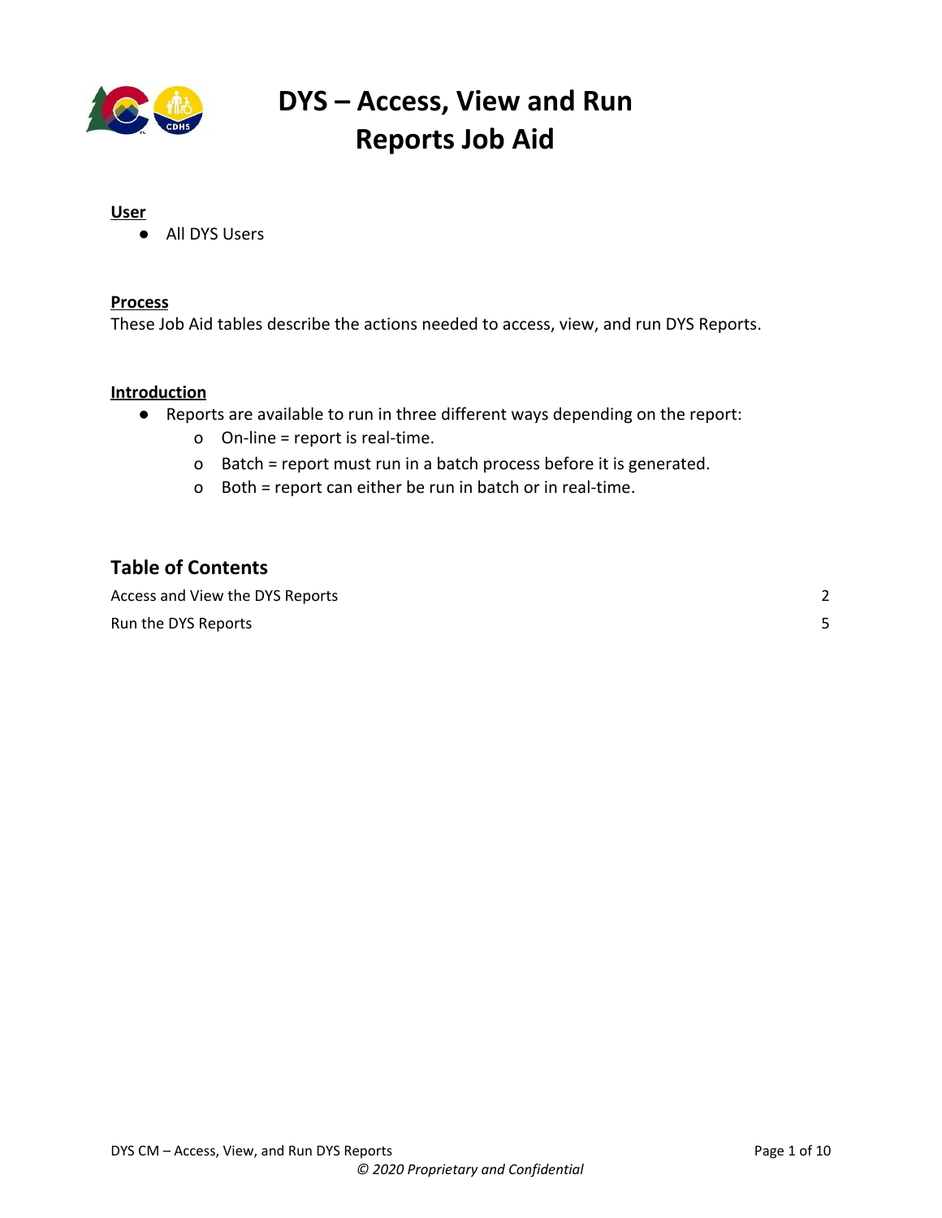# DYS – Access, View and Run Reports Job Aid

**User**

- All DYS Users

**Process**

These Job Aid tables describe the actions needed to access, view, and run DYS Reports.

**Introduction**

- Reports are available to run in three different ways depending on the report:
  - On-line = report is real-time.
  - Batch = report must run in a batch process before it is generated.
  - Both = report can either be run in batch or in real-time.

## Table of Contents

| | |
|---|---|
| Access and View the DYS Reports | 2 |
| Run the DYS Reports | 5 |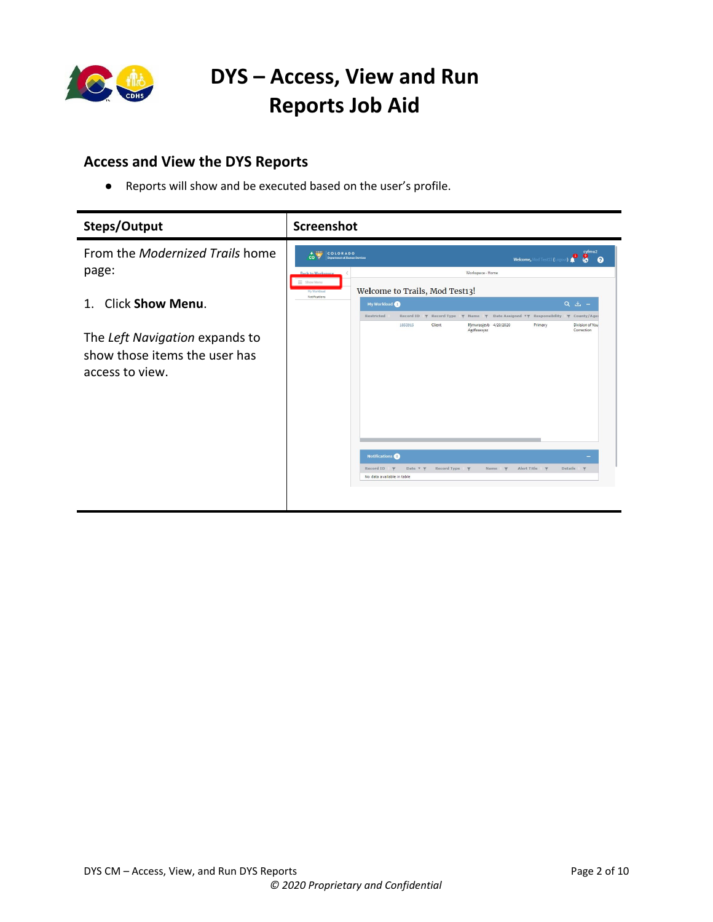# DYS – Access, View and Run Reports Job Aid

## Access and View the DYS Reports

- Reports will show and be executed based on the user's profile.

| Steps/Output | Screenshot |
|---|---|
| From the *Modernized Trails* home page:<br><br>1. Click **Show Menu**.<br><br>The *Left Navigation* expands to show those items the user has access to view. | |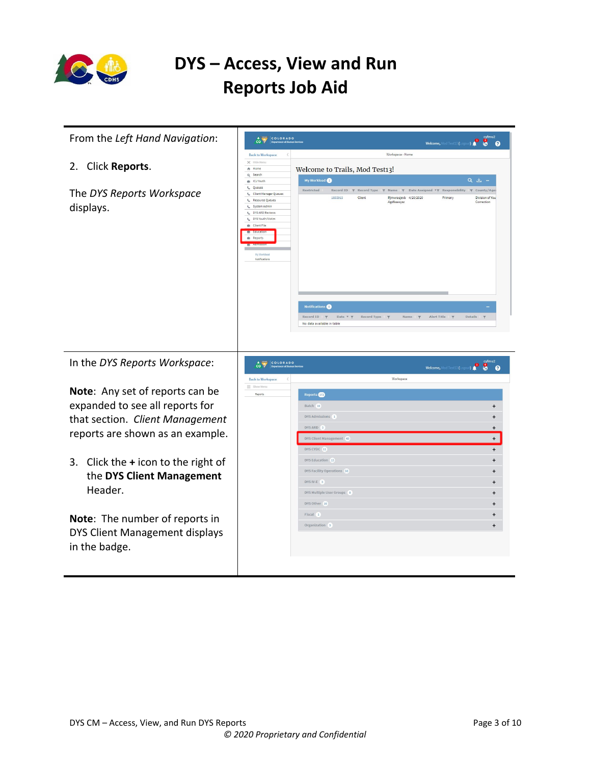# DYS – Access, View and Run Reports Job Aid

From the *Left Hand Navigation*:

2. Click **Reports**.

The *DYS Reports Workspace* displays.

In the *DYS Reports Workspace*:

**Note**: Any set of reports can be expanded to see all reports for that section. *Client Management* reports are shown as an example.

3. Click the **+** icon to the right of the **DYS Client Management** Header.

**Note**: The number of reports in DYS Client Management displays in the badge.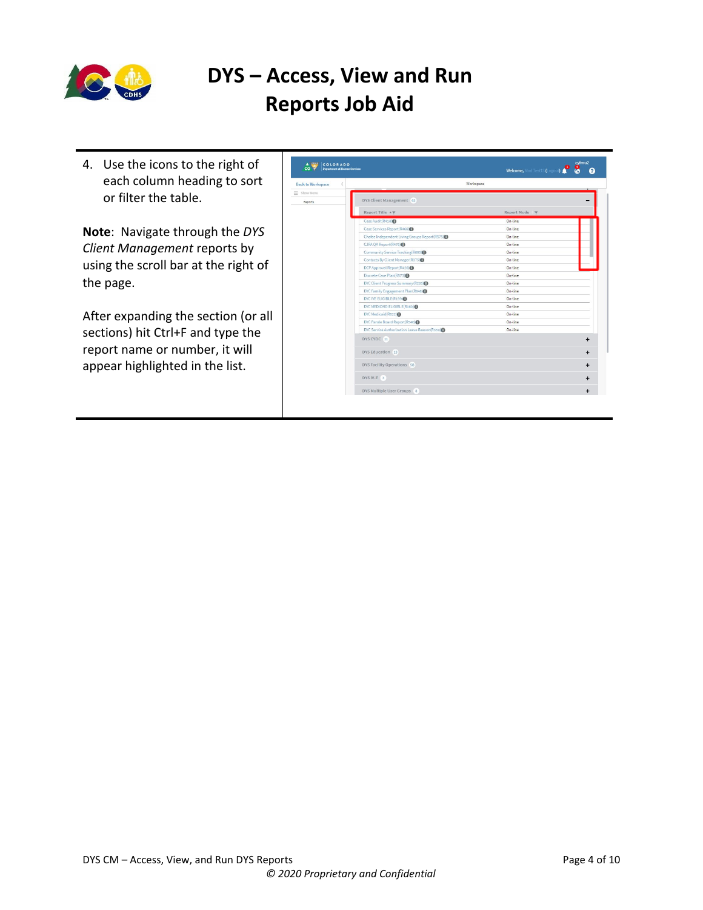# DYS – Access, View and Run Reports Job Aid

4. Use the icons to the right of each column heading to sort or filter the table.

**Note**: Navigate through the *DYS Client Management* reports by using the scroll bar at the right of the page.

After expanding the section (or all sections) hit Ctrl+F and type the report name or number, it will appear highlighted in the list.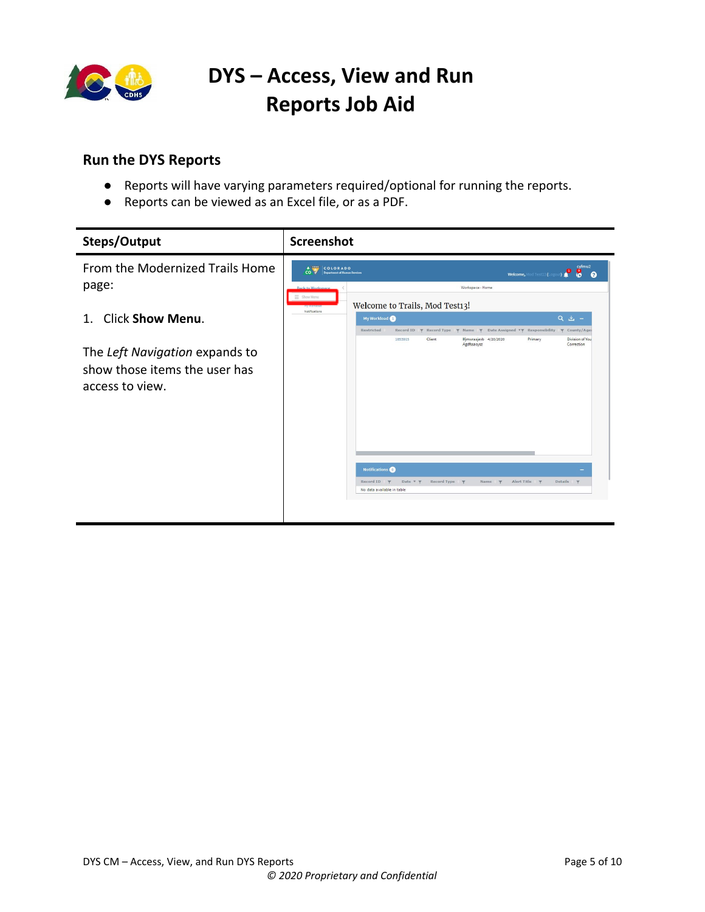# DYS – Access, View and Run Reports Job Aid

## Run the DYS Reports

- Reports will have varying parameters required/optional for running the reports.
- Reports can be viewed as an Excel file, or as a PDF.

| Steps/Output | Screenshot |
|---|---|
| From the Modernized Trails Home page:<br><br>1. Click **Show Menu**.<br><br>The *Left Navigation* expands to show those items the user has access to view. | |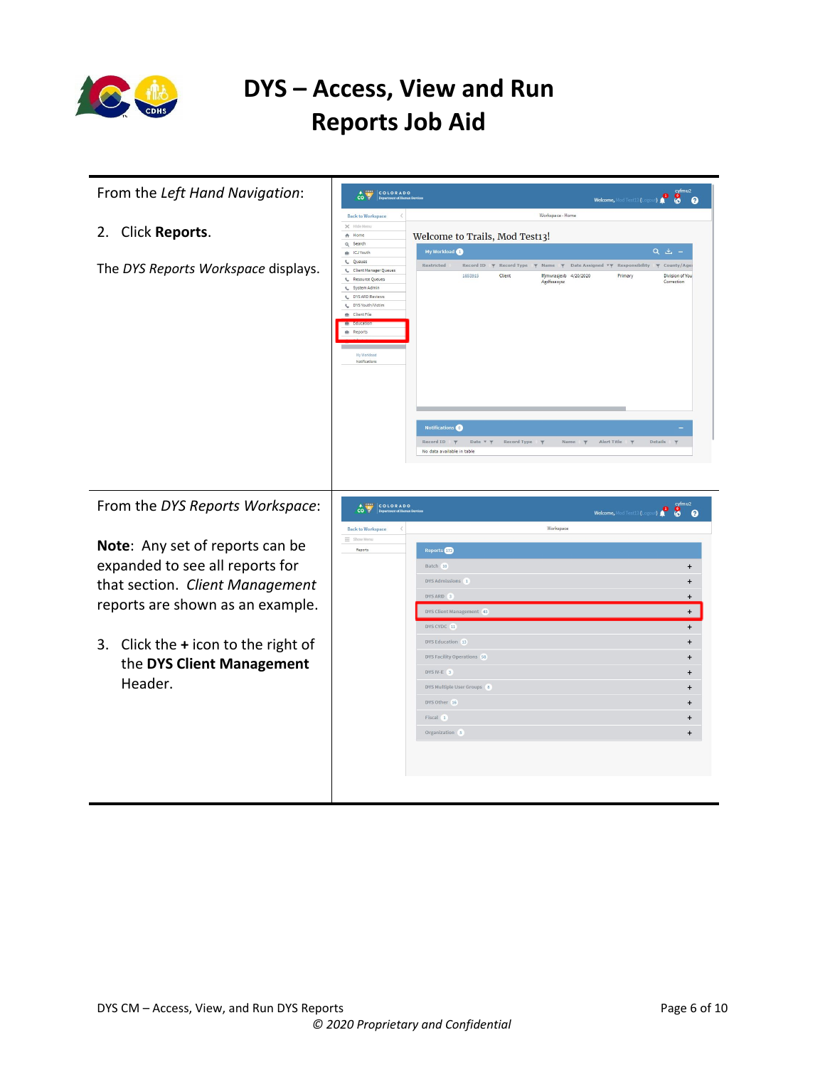# DYS – Access, View and Run Reports Job Aid

From the *Left Hand Navigation*:

2. Click **Reports**.

The *DYS Reports Workspace* displays.

From the *DYS Reports Workspace*:

**Note**: Any set of reports can be expanded to see all reports for that section. *Client Management* reports are shown as an example.

3. Click the **+** icon to the right of the **DYS Client Management** Header.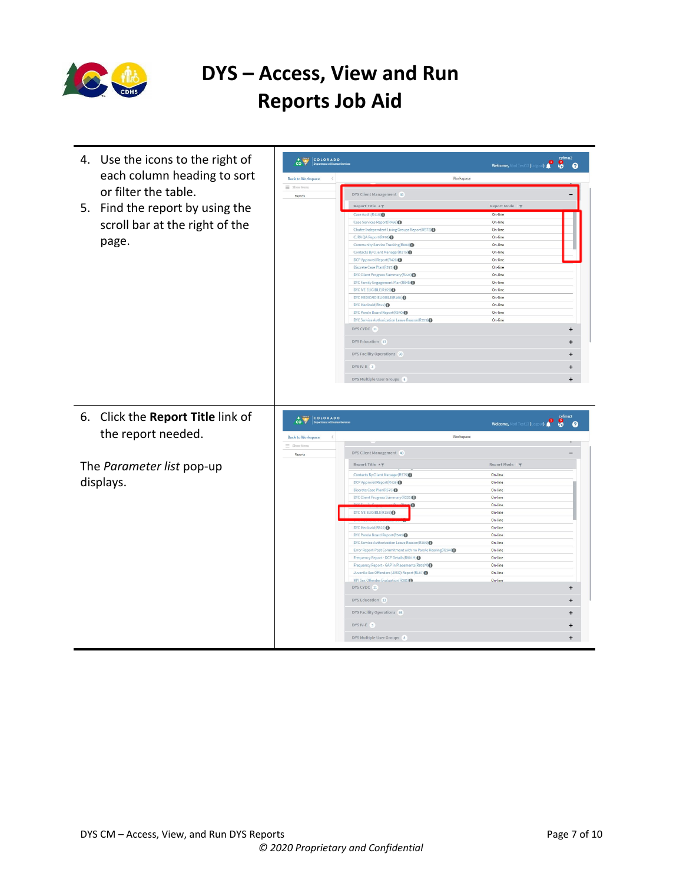# DYS – Access, View and Run Reports Job Aid

4. Use the icons to the right of each column heading to sort or filter the table.
5. Find the report by using the scroll bar at the right of the page.

6. Click the **Report Title** link of the report needed.

The *Parameter list* pop-up displays.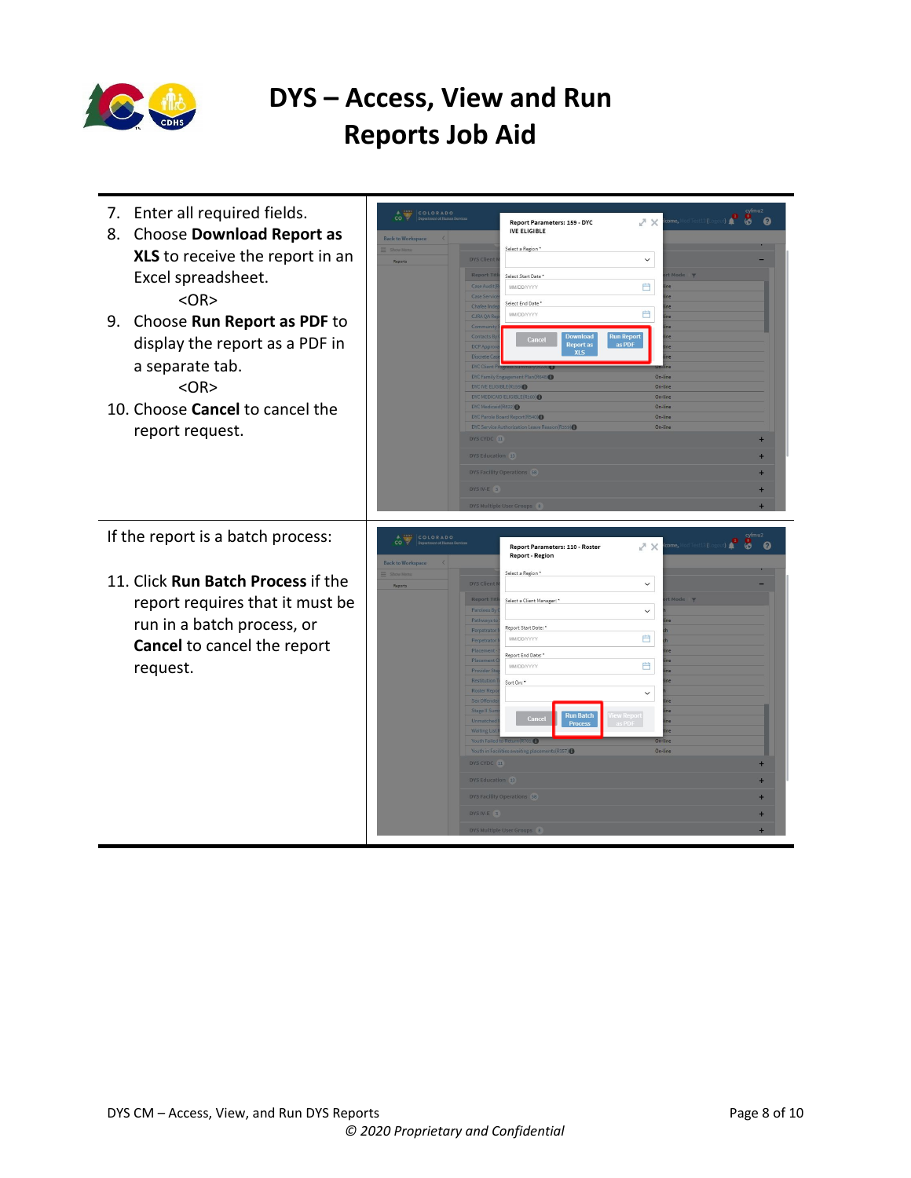# DYS – Access, View and Run Reports Job Aid

7. Enter all required fields.
8. Choose **Download Report as XLS** to receive the report in an Excel spreadsheet.

   <OR>

9. Choose **Run Report as PDF** to display the report as a PDF in a separate tab.

   <OR>

10. Choose **Cancel** to cancel the report request.

If the report is a batch process:

11. Click **Run Batch Process** if the report requires that it must be run in a batch process, or **Cancel** to cancel the report request.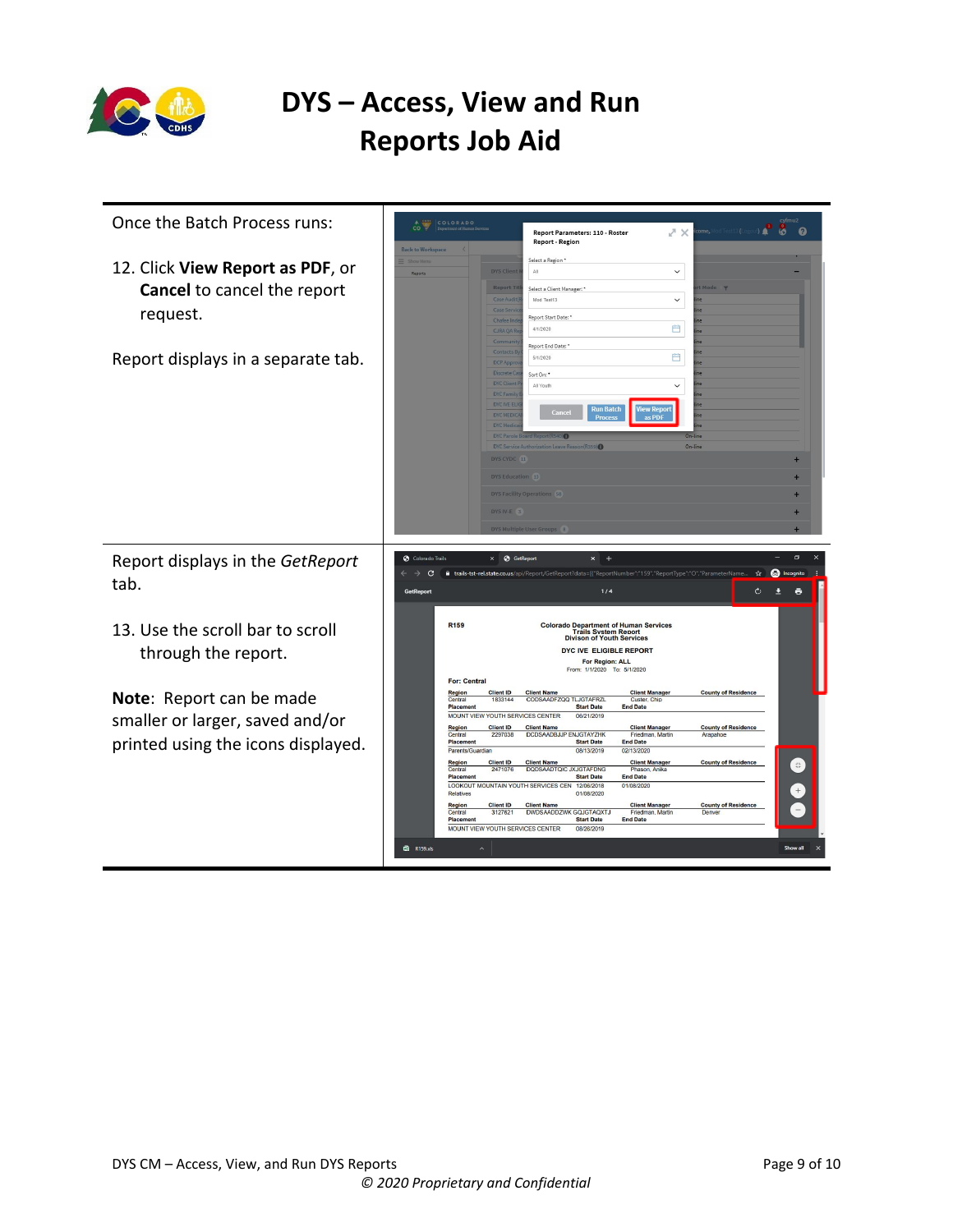# DYS – Access, View and Run Reports Job Aid

Once the Batch Process runs:

12. Click **View Report as PDF**, or **Cancel** to cancel the report request.

Report displays in a separate tab.

Report displays in the *GetReport* tab.

13. Use the scroll bar to scroll through the report.

**Note**: Report can be made smaller or larger, saved and/or printed using the icons displayed.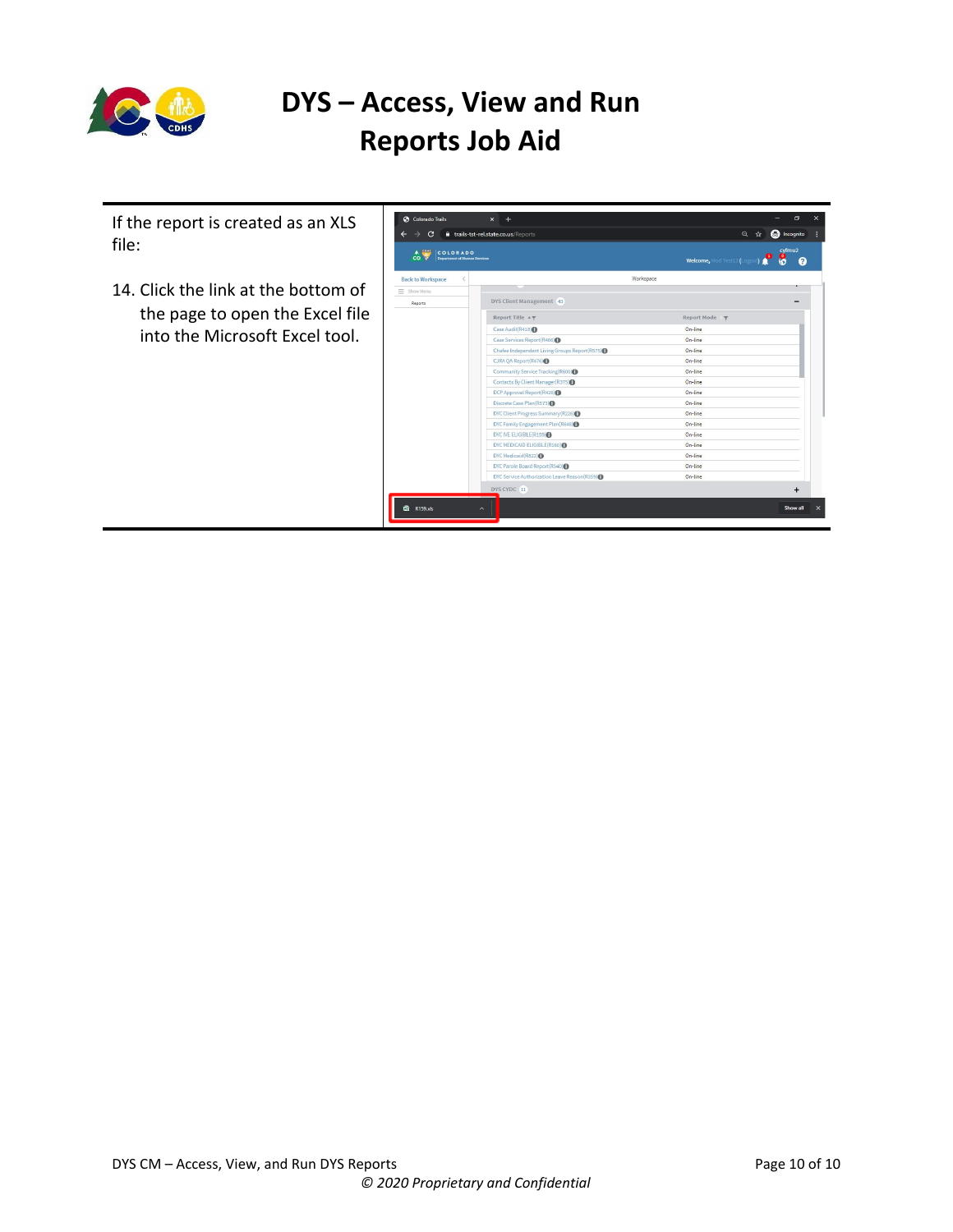# DYS – Access, View and Run Reports Job Aid

If the report is created as an XLS file:

14. Click the link at the bottom of the page to open the Excel file into the Microsoft Excel tool.